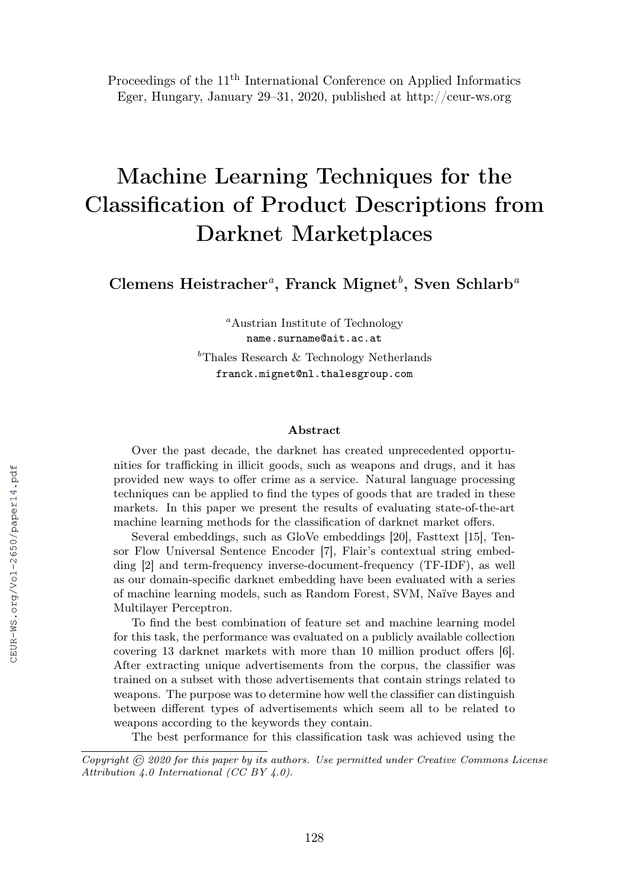Proceedings of the 11th International Conference on Applied Informatics
Eger, Hungary, January 29–31, 2020, published at http://ceur-ws.org

# Machine Learning Techniques for the Classification of Product Descriptions from Darknet Marketplaces

**Clemens Heistracher[a], Franck Mignet[b], Sven Schlarb[a]**

[a]Austrian Institute of Technology
name.surname@ait.ac.at

[b]Thales Research & Technology Netherlands
franck.mignet@nl.thalesgroup.com

### Abstract

Over the past decade, the darknet has created unprecedented opportunities for trafficking in illicit goods, such as weapons and drugs, and it has provided new ways to offer crime as a service. Natural language processing techniques can be applied to find the types of goods that are traded in these markets. In this paper we present the results of evaluating state-of-the-art machine learning methods for the classification of darknet market offers.

Several embeddings, such as GloVe embeddings [20], Fasttext [15], Tensor Flow Universal Sentence Encoder [7], Flair's contextual string embedding [2] and term-frequency inverse-document-frequency (TF-IDF), as well as our domain-specific darknet embedding have been evaluated with a series of machine learning models, such as Random Forest, SVM, Naïve Bayes and Multilayer Perceptron.

To find the best combination of feature set and machine learning model for this task, the performance was evaluated on a publicly available collection covering 13 darknet markets with more than 10 million product offers [6]. After extracting unique advertisements from the corpus, the classifier was trained on a subset with those advertisements that contain strings related to weapons. The purpose was to determine how well the classifier can distinguish between different types of advertisements which seem all to be related to weapons according to the keywords they contain.

The best performance for this classification task was achieved using the

*Copyright © 2020 for this paper by its authors. Use permitted under Creative Commons License Attribution 4.0 International (CC BY 4.0).*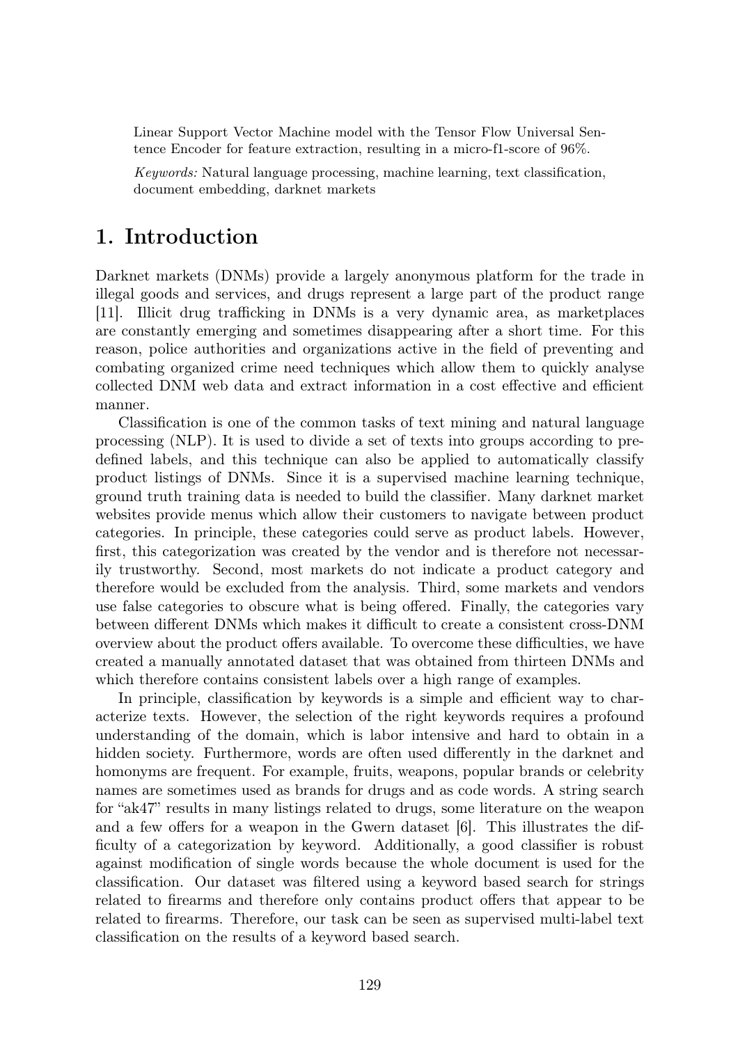Linear Support Vector Machine model with the Tensor Flow Universal Sentence Encoder for feature extraction, resulting in a micro-f1-score of 96%.

*Keywords:* Natural language processing, machine learning, text classification, document embedding, darknet markets

# 1. Introduction

Darknet markets (DNMs) provide a largely anonymous platform for the trade in illegal goods and services, and drugs represent a large part of the product range [11]. Illicit drug trafficking in DNMs is a very dynamic area, as marketplaces are constantly emerging and sometimes disappearing after a short time. For this reason, police authorities and organizations active in the field of preventing and combating organized crime need techniques which allow them to quickly analyse collected DNM web data and extract information in a cost effective and efficient manner.

Classification is one of the common tasks of text mining and natural language processing (NLP). It is used to divide a set of texts into groups according to predefined labels, and this technique can also be applied to automatically classify product listings of DNMs. Since it is a supervised machine learning technique, ground truth training data is needed to build the classifier. Many darknet market websites provide menus which allow their customers to navigate between product categories. In principle, these categories could serve as product labels. However, first, this categorization was created by the vendor and is therefore not necessarily trustworthy. Second, most markets do not indicate a product category and therefore would be excluded from the analysis. Third, some markets and vendors use false categories to obscure what is being offered. Finally, the categories vary between different DNMs which makes it difficult to create a consistent cross-DNM overview about the product offers available. To overcome these difficulties, we have created a manually annotated dataset that was obtained from thirteen DNMs and which therefore contains consistent labels over a high range of examples.

In principle, classification by keywords is a simple and efficient way to characterize texts. However, the selection of the right keywords requires a profound understanding of the domain, which is labor intensive and hard to obtain in a hidden society. Furthermore, words are often used differently in the darknet and homonyms are frequent. For example, fruits, weapons, popular brands or celebrity names are sometimes used as brands for drugs and as code words. A string search for "ak47" results in many listings related to drugs, some literature on the weapon and a few offers for a weapon in the Gwern dataset [6]. This illustrates the difficulty of a categorization by keyword. Additionally, a good classifier is robust against modification of single words because the whole document is used for the classification. Our dataset was filtered using a keyword based search for strings related to firearms and therefore only contains product offers that appear to be related to firearms. Therefore, our task can be seen as supervised multi-label text classification on the results of a keyword based search.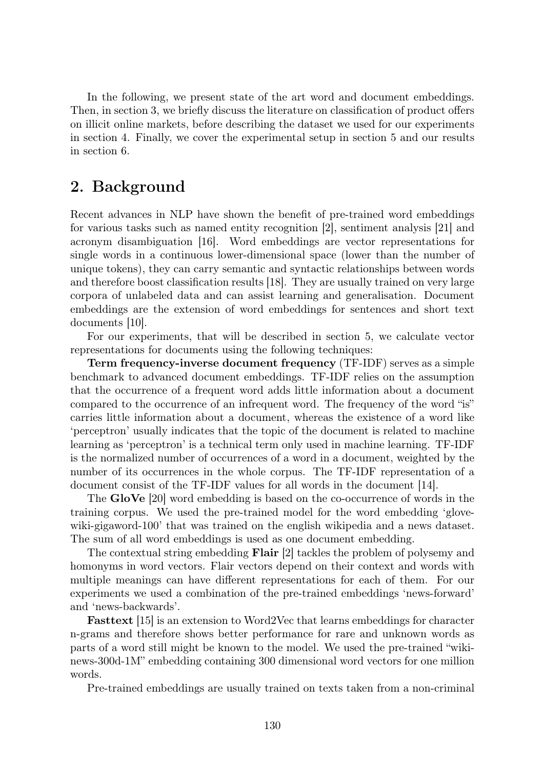In the following, we present state of the art word and document embeddings. Then, in section 3, we briefly discuss the literature on classification of product offers on illicit online markets, before describing the dataset we used for our experiments in section 4. Finally, we cover the experimental setup in section 5 and our results in section 6.

## 2. Background

Recent advances in NLP have shown the benefit of pre-trained word embeddings for various tasks such as named entity recognition [2], sentiment analysis [21] and acronym disambiguation [16]. Word embeddings are vector representations for single words in a continuous lower-dimensional space (lower than the number of unique tokens), they can carry semantic and syntactic relationships between words and therefore boost classification results [18]. They are usually trained on very large corpora of unlabeled data and can assist learning and generalisation. Document embeddings are the extension of word embeddings for sentences and short text documents [10].

For our experiments, that will be described in section 5, we calculate vector representations for documents using the following techniques:

**Term frequency-inverse document frequency** (TF-IDF) serves as a simple benchmark to advanced document embeddings. TF-IDF relies on the assumption that the occurrence of a frequent word adds little information about a document compared to the occurrence of an infrequent word. The frequency of the word "is" carries little information about a document, whereas the existence of a word like 'perceptron' usually indicates that the topic of the document is related to machine learning as 'perceptron' is a technical term only used in machine learning. TF-IDF is the normalized number of occurrences of a word in a document, weighted by the number of its occurrences in the whole corpus. The TF-IDF representation of a document consist of the TF-IDF values for all words in the document [14].

The **GloVe** [20] word embedding is based on the co-occurrence of words in the training corpus. We used the pre-trained model for the word embedding 'glove-wiki-gigaword-100' that was trained on the english wikipedia and a news dataset. The sum of all word embeddings is used as one document embedding.

The contextual string embedding **Flair** [2] tackles the problem of polysemy and homonyms in word vectors. Flair vectors depend on their context and words with multiple meanings can have different representations for each of them. For our experiments we used a combination of the pre-trained embeddings 'news-forward' and 'news-backwards'.

**Fasttext** [15] is an extension to Word2Vec that learns embeddings for character n-grams and therefore shows better performance for rare and unknown words as parts of a word still might be known to the model. We used the pre-trained "wiki-news-300d-1M" embedding containing 300 dimensional word vectors for one million words.

Pre-trained embeddings are usually trained on texts taken from a non-criminal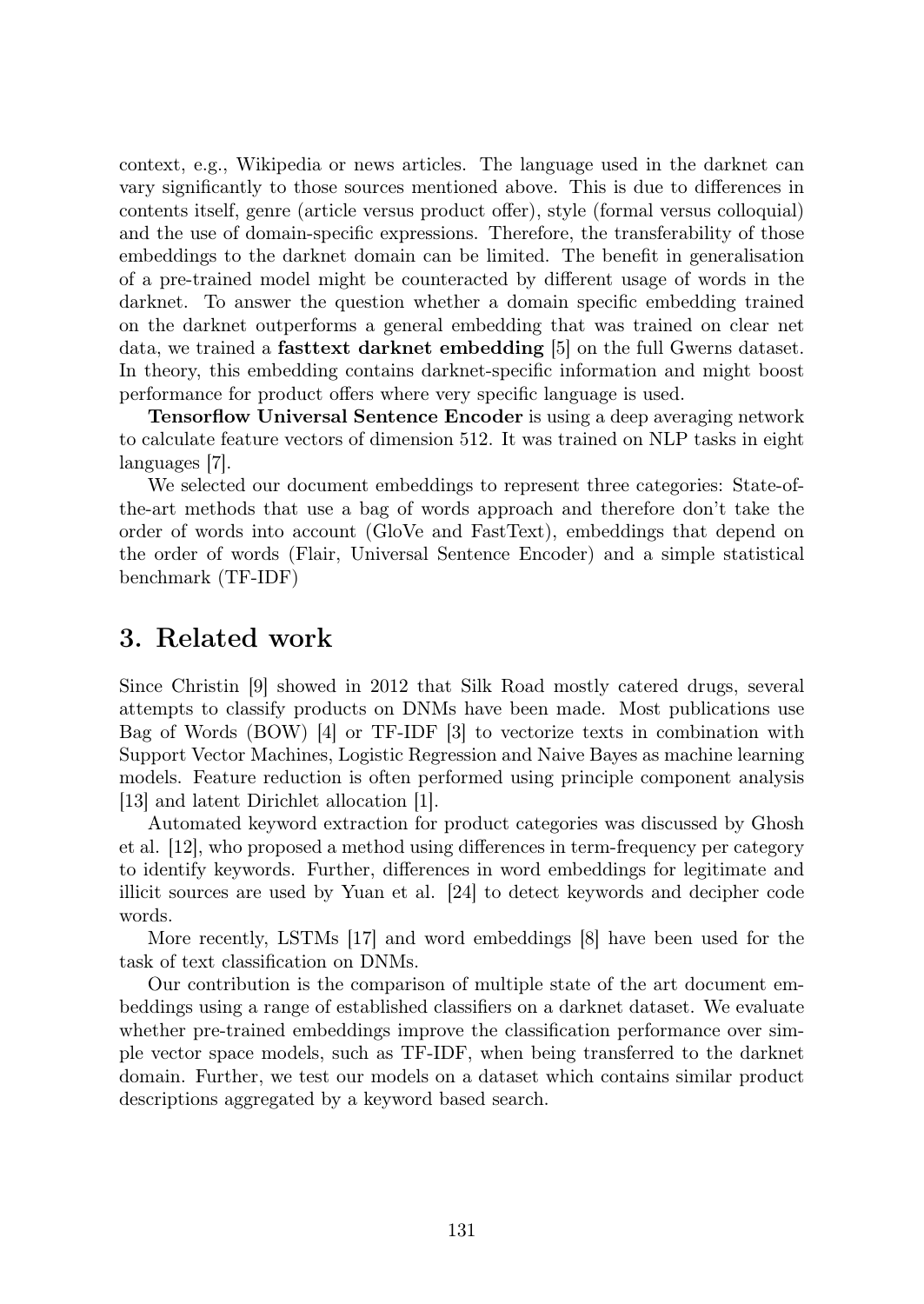context, e.g., Wikipedia or news articles. The language used in the darknet can vary significantly to those sources mentioned above. This is due to differences in contents itself, genre (article versus product offer), style (formal versus colloquial) and the use of domain-specific expressions. Therefore, the transferability of those embeddings to the darknet domain can be limited. The benefit in generalisation of a pre-trained model might be counteracted by different usage of words in the darknet. To answer the question whether a domain specific embedding trained on the darknet outperforms a general embedding that was trained on clear net data, we trained a **fasttext darknet embedding** [5] on the full Gwerns dataset. In theory, this embedding contains darknet-specific information and might boost performance for product offers where very specific language is used.

**Tensorflow Universal Sentence Encoder** is using a deep averaging network to calculate feature vectors of dimension 512. It was trained on NLP tasks in eight languages [7].

We selected our document embeddings to represent three categories: State-of-the-art methods that use a bag of words approach and therefore don't take the order of words into account (GloVe and FastText), embeddings that depend on the order of words (Flair, Universal Sentence Encoder) and a simple statistical benchmark (TF-IDF)

## 3. Related work

Since Christin [9] showed in 2012 that Silk Road mostly catered drugs, several attempts to classify products on DNMs have been made. Most publications use Bag of Words (BOW) [4] or TF-IDF [3] to vectorize texts in combination with Support Vector Machines, Logistic Regression and Naive Bayes as machine learning models. Feature reduction is often performed using principle component analysis [13] and latent Dirichlet allocation [1].

Automated keyword extraction for product categories was discussed by Ghosh et al. [12], who proposed a method using differences in term-frequency per category to identify keywords. Further, differences in word embeddings for legitimate and illicit sources are used by Yuan et al. [24] to detect keywords and decipher code words.

More recently, LSTMs [17] and word embeddings [8] have been used for the task of text classification on DNMs.

Our contribution is the comparison of multiple state of the art document embeddings using a range of established classifiers on a darknet dataset. We evaluate whether pre-trained embeddings improve the classification performance over simple vector space models, such as TF-IDF, when being transferred to the darknet domain. Further, we test our models on a dataset which contains similar product descriptions aggregated by a keyword based search.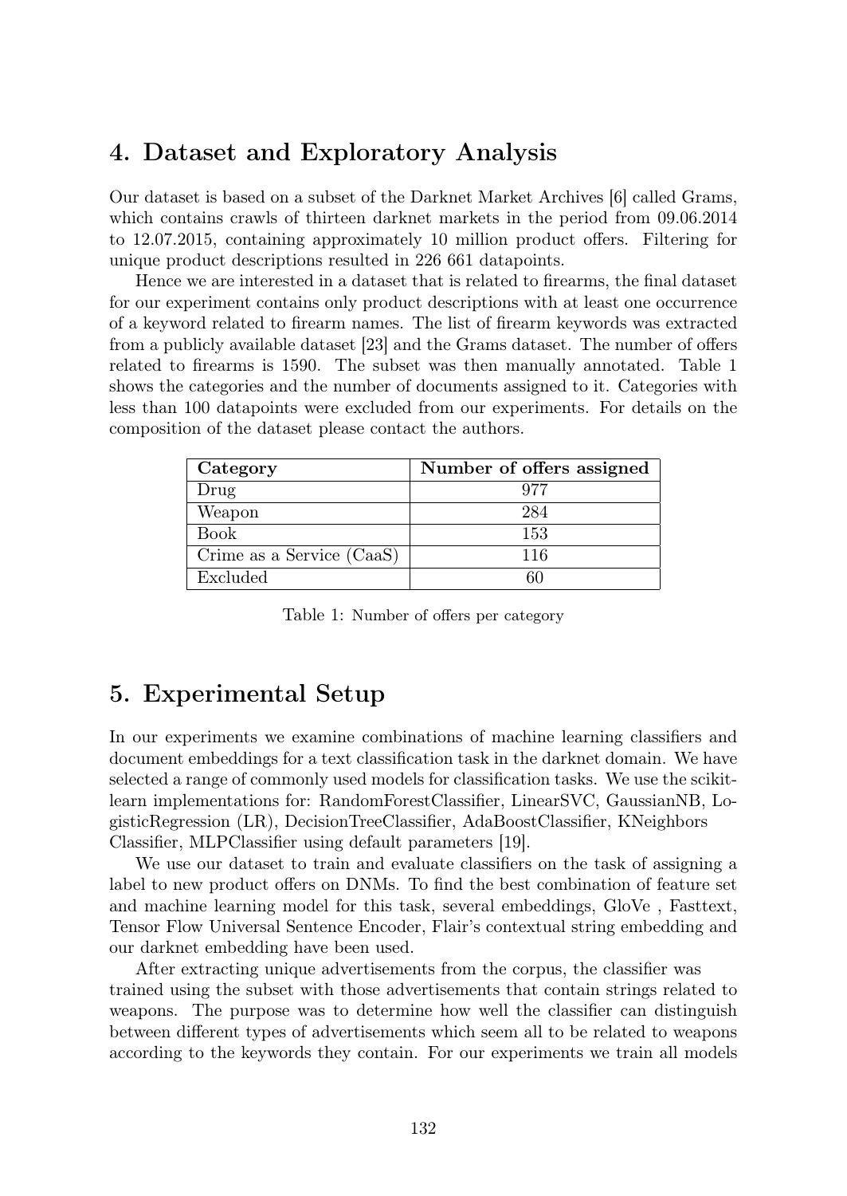## 4. Dataset and Exploratory Analysis

Our dataset is based on a subset of the Darknet Market Archives [6] called Grams, which contains crawls of thirteen darknet markets in the period from 09.06.2014 to 12.07.2015, containing approximately 10 million product offers. Filtering for unique product descriptions resulted in 226 661 datapoints.

Hence we are interested in a dataset that is related to firearms, the final dataset for our experiment contains only product descriptions with at least one occurrence of a keyword related to firearm names. The list of firearm keywords was extracted from a publicly available dataset [23] and the Grams dataset. The number of offers related to firearms is 1590. The subset was then manually annotated. Table 1 shows the categories and the number of documents assigned to it. Categories with less than 100 datapoints were excluded from our experiments. For details on the composition of the dataset please contact the authors.

| Category | Number of offers assigned |
| --- | --- |
| Drug | 977 |
| Weapon | 284 |
| Book | 153 |
| Crime as a Service (CaaS) | 116 |
| Excluded | 60 |

Table 1: Number of offers per category

## 5. Experimental Setup

In our experiments we examine combinations of machine learning classifiers and document embeddings for a text classification task in the darknet domain. We have selected a range of commonly used models for classification tasks. We use the scikit-learn implementations for: RandomForestClassifier, LinearSVC, GaussianNB, LogisticRegression (LR), DecisionTreeClassifier, AdaBoostClassifier, KNeighbors Classifier, MLPClassifier using default parameters [19].

We use our dataset to train and evaluate classifiers on the task of assigning a label to new product offers on DNMs. To find the best combination of feature set and machine learning model for this task, several embeddings, GloVe , Fasttext, Tensor Flow Universal Sentence Encoder, Flair's contextual string embedding and our darknet embedding have been used.

After extracting unique advertisements from the corpus, the classifier was trained using the subset with those advertisements that contain strings related to weapons. The purpose was to determine how well the classifier can distinguish between different types of advertisements which seem all to be related to weapons according to the keywords they contain. For our experiments we train all models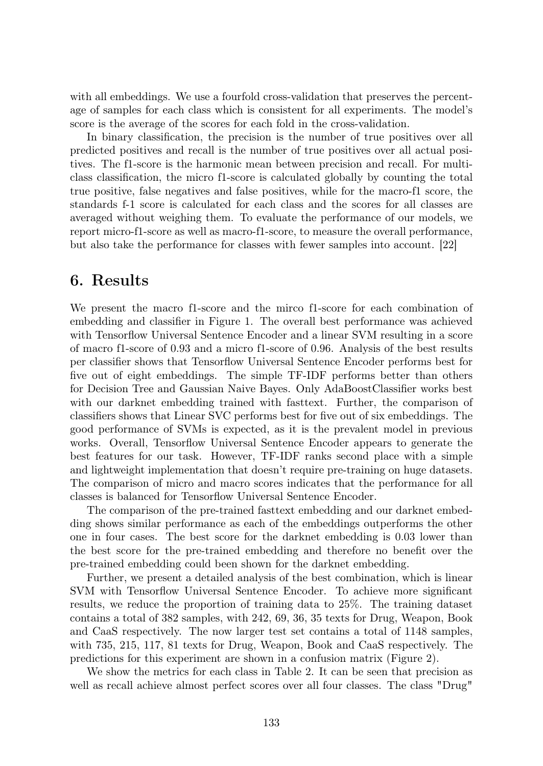with all embeddings. We use a fourfold cross-validation that preserves the percentage of samples for each class which is consistent for all experiments. The model's score is the average of the scores for each fold in the cross-validation.

In binary classification, the precision is the number of true positives over all predicted positives and recall is the number of true positives over all actual positives. The f1-score is the harmonic mean between precision and recall. For multiclass classification, the micro f1-score is calculated globally by counting the total true positive, false negatives and false positives, while for the macro-f1 score, the standards f-1 score is calculated for each class and the scores for all classes are averaged without weighing them. To evaluate the performance of our models, we report micro-f1-score as well as macro-f1-score, to measure the overall performance, but also take the performance for classes with fewer samples into account. [22]

# 6. Results

We present the macro f1-score and the mirco f1-score for each combination of embedding and classifier in Figure 1. The overall best performance was achieved with Tensorflow Universal Sentence Encoder and a linear SVM resulting in a score of macro f1-score of 0.93 and a micro f1-score of 0.96. Analysis of the best results per classifier shows that Tensorflow Universal Sentence Encoder performs best for five out of eight embeddings. The simple TF-IDF performs better than others for Decision Tree and Gaussian Naive Bayes. Only AdaBoostClassifier works best with our darknet embedding trained with fasttext. Further, the comparison of classifiers shows that Linear SVC performs best for five out of six embeddings. The good performance of SVMs is expected, as it is the prevalent model in previous works. Overall, Tensorflow Universal Sentence Encoder appears to generate the best features for our task. However, TF-IDF ranks second place with a simple and lightweight implementation that doesn't require pre-training on huge datasets. The comparison of micro and macro scores indicates that the performance for all classes is balanced for Tensorflow Universal Sentence Encoder.

The comparison of the pre-trained fasttext embedding and our darknet embedding shows similar performance as each of the embeddings outperforms the other one in four cases. The best score for the darknet embedding is 0.03 lower than the best score for the pre-trained embedding and therefore no benefit over the pre-trained embedding could been shown for the darknet embedding.

Further, we present a detailed analysis of the best combination, which is linear SVM with Tensorflow Universal Sentence Encoder. To achieve more significant results, we reduce the proportion of training data to 25%. The training dataset contains a total of 382 samples, with 242, 69, 36, 35 texts for Drug, Weapon, Book and CaaS respectively. The now larger test set contains a total of 1148 samples, with 735, 215, 117, 81 texts for Drug, Weapon, Book and CaaS respectively. The predictions for this experiment are shown in a confusion matrix (Figure 2).

We show the metrics for each class in Table 2. It can be seen that precision as well as recall achieve almost perfect scores over all four classes. The class "Drug"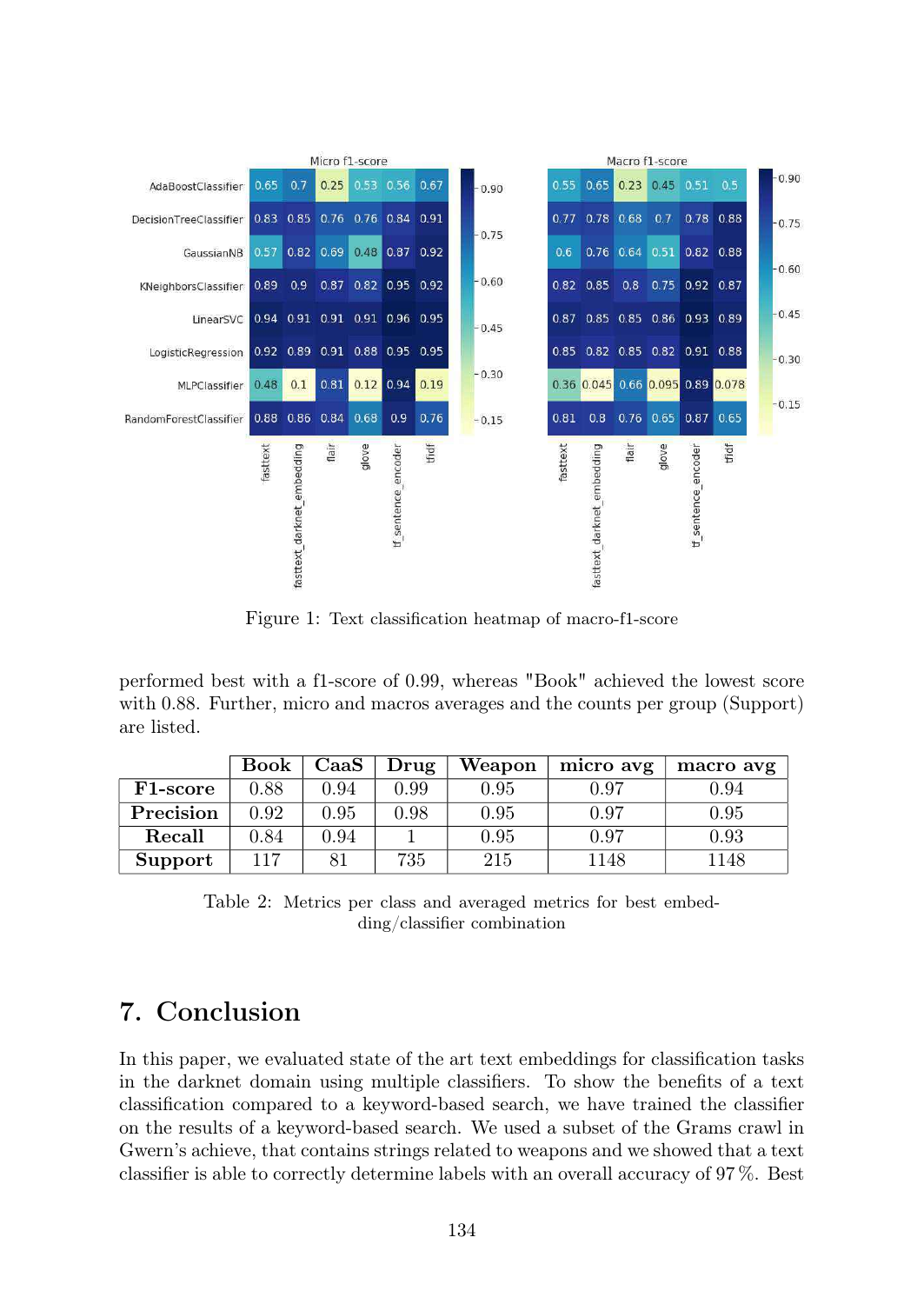**Micro f1-score**

| | fasttext | fasttext_darknet_embedding | flair | glove | tf_sentence_encoder | tfidf |
|---|---|---|---|---|---|---|
| AdaBoostClassifier | 0.65 | 0.7 | 0.25 | 0.53 | 0.56 | 0.67 |
| DecisionTreeClassifier | 0.83 | 0.85 | 0.76 | 0.76 | 0.84 | 0.91 |
| GaussianNB | 0.57 | 0.82 | 0.69 | 0.48 | 0.87 | 0.92 |
| KNeighborsClassifier | 0.89 | 0.9 | 0.87 | 0.82 | 0.95 | 0.92 |
| LinearSVC | 0.94 | 0.91 | 0.91 | 0.91 | 0.96 | 0.95 |
| LogisticRegression | 0.92 | 0.89 | 0.91 | 0.88 | 0.95 | 0.95 |
| MLPClassifier | 0.48 | 0.1 | 0.81 | 0.12 | 0.94 | 0.19 |
| RandomForestClassifier | 0.88 | 0.86 | 0.84 | 0.68 | 0.9 | 0.76 |

**Macro f1-score**

| | fasttext | fasttext_darknet_embedding | flair | glove | tf_sentence_encoder | tfidf |
|---|---|---|---|---|---|---|
| AdaBoostClassifier | 0.55 | 0.65 | 0.23 | 0.45 | 0.51 | 0.5 |
| DecisionTreeClassifier | 0.77 | 0.78 | 0.68 | 0.7 | 0.78 | 0.88 |
| GaussianNB | 0.6 | 0.76 | 0.64 | 0.51 | 0.82 | 0.88 |
| KNeighborsClassifier | 0.82 | 0.85 | 0.8 | 0.75 | 0.92 | 0.87 |
| LinearSVC | 0.87 | 0.85 | 0.85 | 0.86 | 0.93 | 0.89 |
| LogisticRegression | 0.85 | 0.82 | 0.85 | 0.82 | 0.91 | 0.88 |
| MLPClassifier | 0.36 | 0.045 | 0.66 | 0.095 | 0.89 | 0.078 |
| RandomForestClassifier | 0.81 | 0.8 | 0.76 | 0.65 | 0.87 | 0.65 |

Figure 1: Text classification heatmap of macro-f1-score

performed best with a f1-score of 0.99, whereas "Book" achieved the lowest score with 0.88. Further, micro and macros averages and the counts per group (Support) are listed.

| | Book | CaaS | Drug | Weapon | micro avg | macro avg |
|---|---|---|---|---|---|---|
| **F1-score** | 0.88 | 0.94 | 0.99 | 0.95 | 0.97 | 0.94 |
| **Precision** | 0.92 | 0.95 | 0.98 | 0.95 | 0.97 | 0.95 |
| **Recall** | 0.84 | 0.94 | 1 | 0.95 | 0.97 | 0.93 |
| **Support** | 117 | 81 | 735 | 215 | 1148 | 1148 |

Table 2: Metrics per class and averaged metrics for best embedding/classifier combination

# 7. Conclusion

In this paper, we evaluated state of the art text embeddings for classification tasks in the darknet domain using multiple classifiers. To show the benefits of a text classification compared to a keyword-based search, we have trained the classifier on the results of a keyword-based search. We used a subset of the Grams crawl in Gwern's achieve, that contains strings related to weapons and we showed that a text classifier is able to correctly determine labels with an overall accuracy of 97 %. Best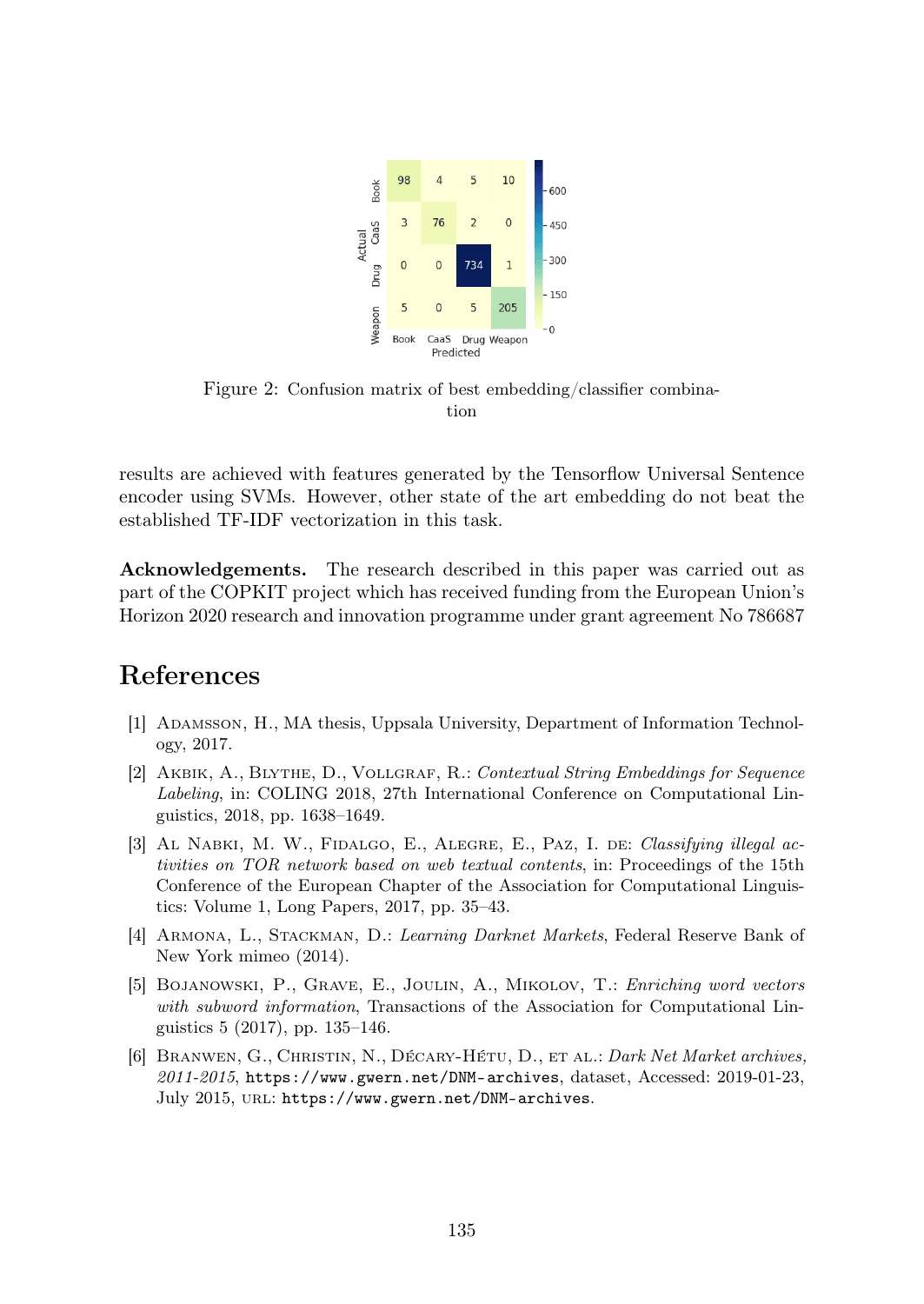Figure 2: Confusion matrix of best embedding/classifier combination

results are achieved with features generated by the Tensorflow Universal Sentence encoder using SVMs. However, other state of the art embedding do not beat the established TF-IDF vectorization in this task.

**Acknowledgements.** The research described in this paper was carried out as part of the COPKIT project which has received funding from the European Union's Horizon 2020 research and innovation programme under grant agreement No 786687

# References

[1] Adamsson, H., MA thesis, Uppsala University, Department of Information Technology, 2017.

[2] Akbik, A., Blythe, D., Vollgraf, R.: *Contextual String Embeddings for Sequence Labeling*, in: COLING 2018, 27th International Conference on Computational Linguistics, 2018, pp. 1638–1649.

[3] Al Nabki, M. W., Fidalgo, E., Alegre, E., Paz, I. de: *Classifying illegal activities on TOR network based on web textual contents*, in: Proceedings of the 15th Conference of the European Chapter of the Association for Computational Linguistics: Volume 1, Long Papers, 2017, pp. 35–43.

[4] Armona, L., Stackman, D.: *Learning Darknet Markets*, Federal Reserve Bank of New York mimeo (2014).

[5] Bojanowski, P., Grave, E., Joulin, A., Mikolov, T.: *Enriching word vectors with subword information*, Transactions of the Association for Computational Linguistics 5 (2017), pp. 135–146.

[6] Branwen, G., Christin, N., Décary-Hétu, D., et al.: *Dark Net Market archives, 2011-2015*, `https://www.gwern.net/DNM-archives`, dataset, Accessed: 2019-01-23, July 2015, URL: `https://www.gwern.net/DNM-archives`.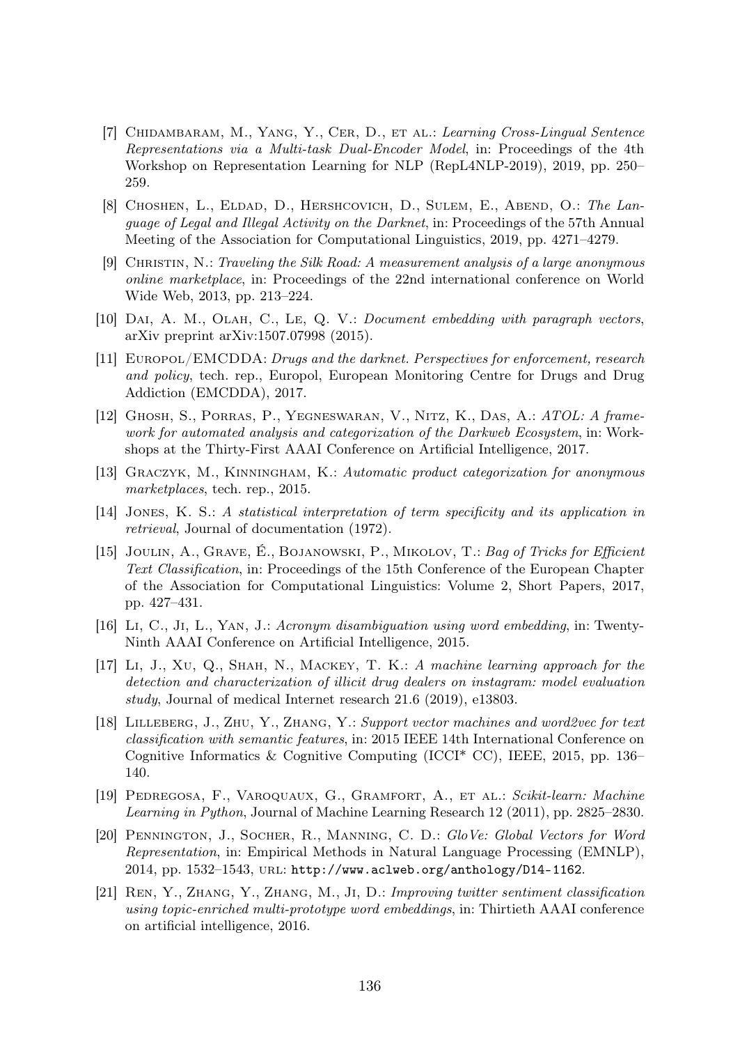[7] Chidambaram, M., Yang, Y., Cer, D., et al.: *Learning Cross-Lingual Sentence Representations via a Multi-task Dual-Encoder Model*, in: Proceedings of the 4th Workshop on Representation Learning for NLP (RepL4NLP-2019), 2019, pp. 250–259.

[8] Choshen, L., Eldad, D., Hershcovich, D., Sulem, E., Abend, O.: *The Language of Legal and Illegal Activity on the Darknet*, in: Proceedings of the 57th Annual Meeting of the Association for Computational Linguistics, 2019, pp. 4271–4279.

[9] Christin, N.: *Traveling the Silk Road: A measurement analysis of a large anonymous online marketplace*, in: Proceedings of the 22nd international conference on World Wide Web, 2013, pp. 213–224.

[10] Dai, A. M., Olah, C., Le, Q. V.: *Document embedding with paragraph vectors*, arXiv preprint arXiv:1507.07998 (2015).

[11] Europol/EMCDDA: *Drugs and the darknet. Perspectives for enforcement, research and policy*, tech. rep., Europol, European Monitoring Centre for Drugs and Drug Addiction (EMCDDA), 2017.

[12] Ghosh, S., Porras, P., Yegneswaran, V., Nitz, K., Das, A.: *ATOL: A framework for automated analysis and categorization of the Darkweb Ecosystem*, in: Workshops at the Thirty-First AAAI Conference on Artificial Intelligence, 2017.

[13] Graczyk, M., Kinningham, K.: *Automatic product categorization for anonymous marketplaces*, tech. rep., 2015.

[14] Jones, K. S.: *A statistical interpretation of term specificity and its application in retrieval*, Journal of documentation (1972).

[15] Joulin, A., Grave, É., Bojanowski, P., Mikolov, T.: *Bag of Tricks for Efficient Text Classification*, in: Proceedings of the 15th Conference of the European Chapter of the Association for Computational Linguistics: Volume 2, Short Papers, 2017, pp. 427–431.

[16] Li, C., Ji, L., Yan, J.: *Acronym disambiguation using word embedding*, in: Twenty-Ninth AAAI Conference on Artificial Intelligence, 2015.

[17] Li, J., Xu, Q., Shah, N., Mackey, T. K.: *A machine learning approach for the detection and characterization of illicit drug dealers on instagram: model evaluation study*, Journal of medical Internet research 21.6 (2019), e13803.

[18] Lilleberg, J., Zhu, Y., Zhang, Y.: *Support vector machines and word2vec for text classification with semantic features*, in: 2015 IEEE 14th International Conference on Cognitive Informatics & Cognitive Computing (ICCI* CC), IEEE, 2015, pp. 136–140.

[19] Pedregosa, F., Varoquaux, G., Gramfort, A., et al.: *Scikit-learn: Machine Learning in Python*, Journal of Machine Learning Research 12 (2011), pp. 2825–2830.

[20] Pennington, J., Socher, R., Manning, C. D.: *GloVe: Global Vectors for Word Representation*, in: Empirical Methods in Natural Language Processing (EMNLP), 2014, pp. 1532–1543, URL: http://www.aclweb.org/anthology/D14-1162.

[21] Ren, Y., Zhang, Y., Zhang, M., Ji, D.: *Improving twitter sentiment classification using topic-enriched multi-prototype word embeddings*, in: Thirtieth AAAI conference on artificial intelligence, 2016.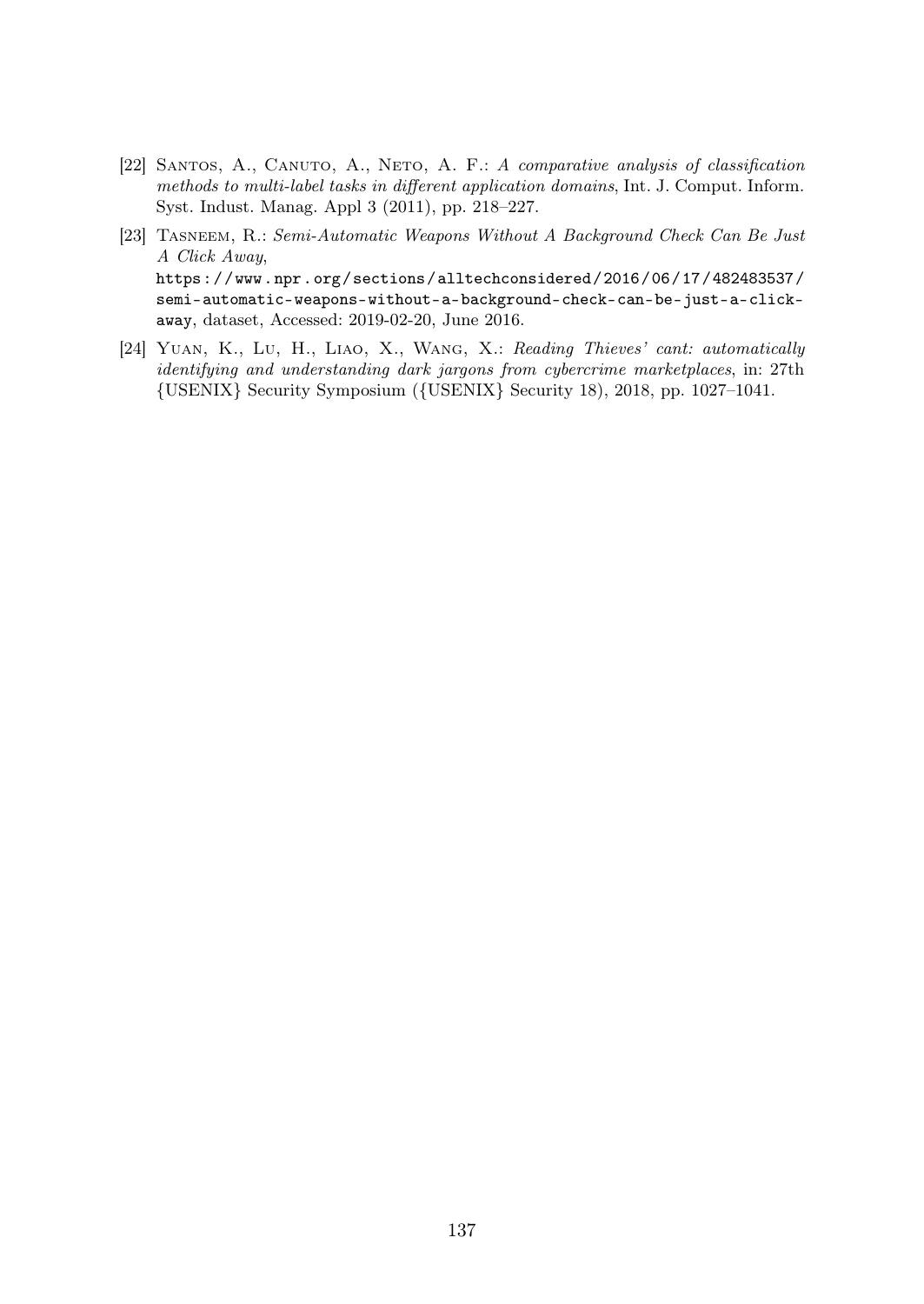[22] Santos, A., Canuto, A., Neto, A. F.: *A comparative analysis of classification methods to multi-label tasks in different application domains*, Int. J. Comput. Inform. Syst. Indust. Manag. Appl 3 (2011), pp. 218–227.

[23] Tasneem, R.: *Semi-Automatic Weapons Without A Background Check Can Be Just A Click Away*, `https://www.npr.org/sections/alltechconsidered/2016/06/17/482483537/semi-automatic-weapons-without-a-background-check-can-be-just-a-click-away`, dataset, Accessed: 2019-02-20, June 2016.

[24] Yuan, K., Lu, H., Liao, X., Wang, X.: *Reading Thieves' cant: automatically identifying and understanding dark jargons from cybercrime marketplaces*, in: 27th {USENIX} Security Symposium ({USENIX} Security 18), 2018, pp. 1027–1041.